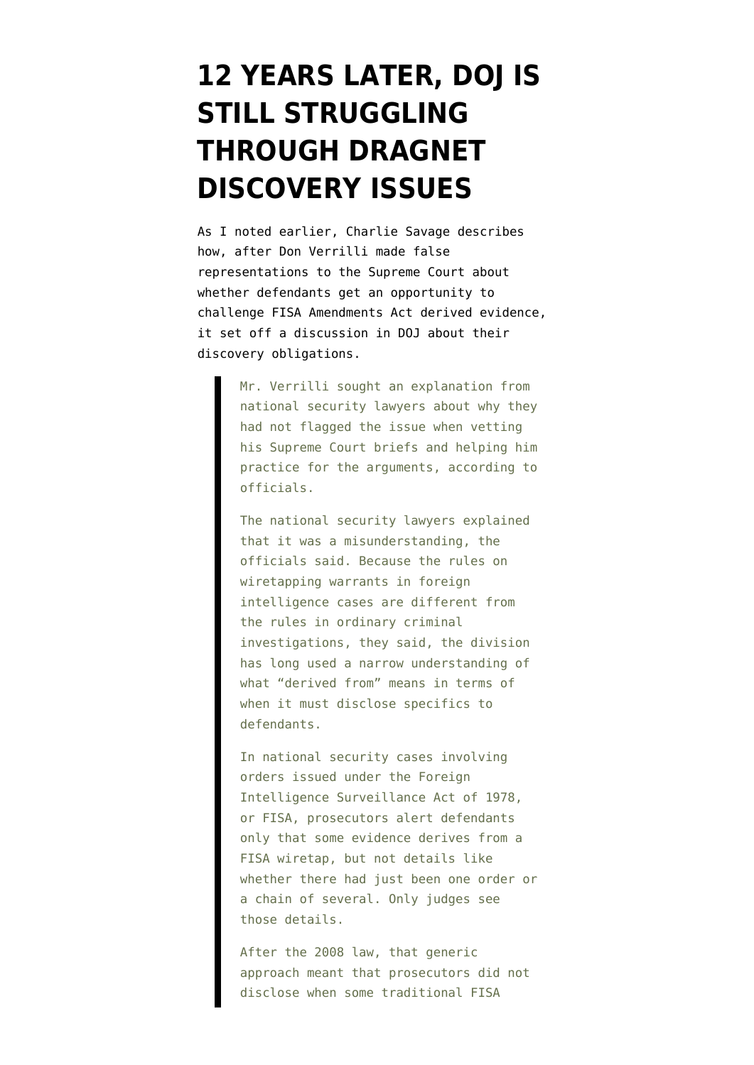# 12 YEARS LATER, DOJ IS STILL STRUGGLING THROUGH DRAGNET DISCOVERY ISSUES

As I noted earlier, Charlie Savage describes how, after Don Verrilli made false representations to the Supreme Court about whether defendants get an opportunity to challenge FISA Amendments Act derived evidence, it set off a discussion in DOJ about their discovery obligations.

> Mr. Verrilli sought an explanation from national security lawyers about why they had not flagged the issue when vetting his Supreme Court briefs and helping him practice for the arguments, according to officials.
>
> The national security lawyers explained that it was a misunderstanding, the officials said. Because the rules on wiretapping warrants in foreign intelligence cases are different from the rules in ordinary criminal investigations, they said, the division has long used a narrow understanding of what "derived from" means in terms of when it must disclose specifics to defendants.
>
> In national security cases involving orders issued under the Foreign Intelligence Surveillance Act of 1978, or FISA, prosecutors alert defendants only that some evidence derives from a FISA wiretap, but not details like whether there had just been one order or a chain of several. Only judges see those details.
>
> After the 2008 law, that generic approach meant that prosecutors did not disclose when some traditional FISA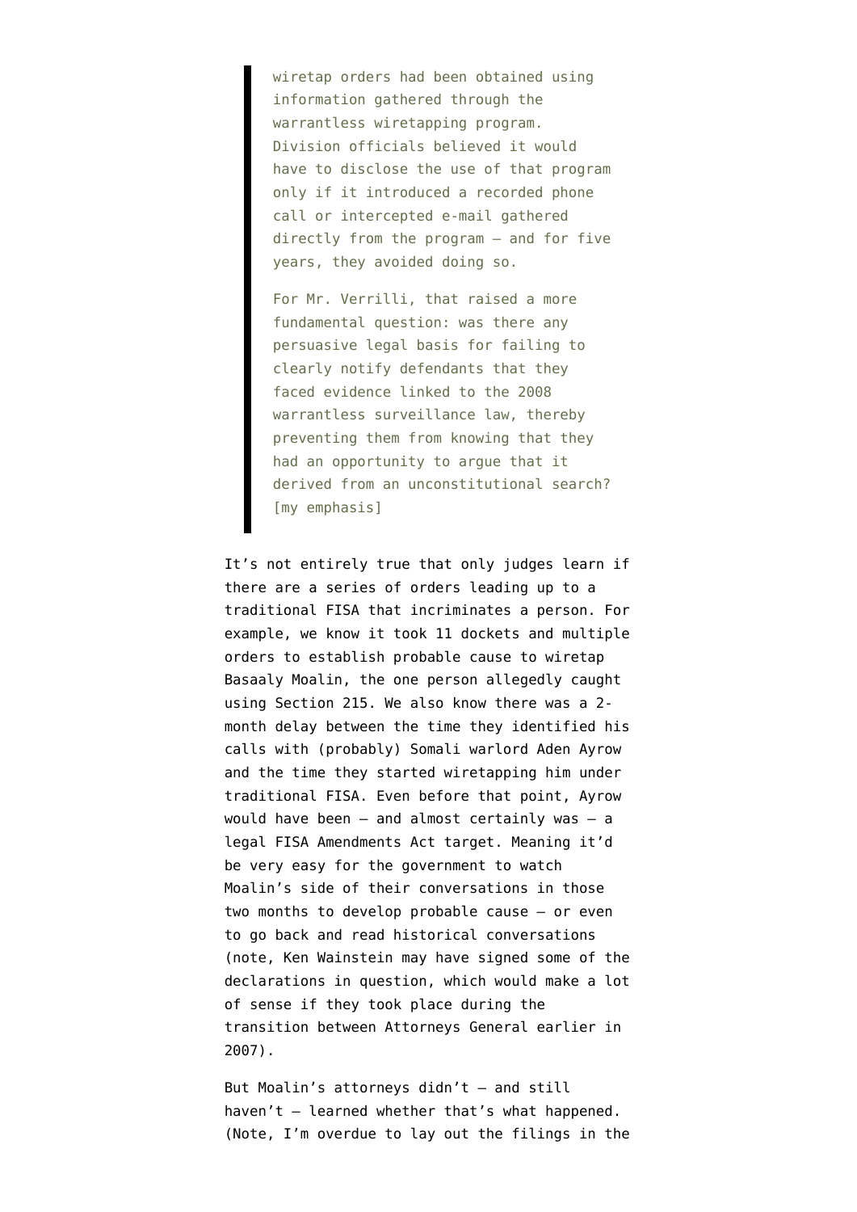> wiretap orders had been obtained using information gathered through the warrantless wiretapping program. Division officials believed it would have to disclose the use of that program only if it introduced a recorded phone call or intercepted e-mail gathered directly from the program — and for five years, they avoided doing so.
>
> For Mr. Verrilli, that raised a more fundamental question: was there any persuasive legal basis for failing to clearly notify defendants that they faced evidence linked to the 2008 warrantless surveillance law, thereby preventing them from knowing that they had an opportunity to argue that it derived from an unconstitutional search? [my emphasis]

It's not entirely true that only judges learn if there are a series of orders leading up to a traditional FISA that incriminates a person. For example, we know it took 11 dockets and multiple orders to establish probable cause to wiretap Basaaly Moalin, the one person allegedly caught using Section 215. We also know there was a 2-month delay between the time they identified his calls with (probably) Somali warlord Aden Ayrow and the time they started wiretapping him under traditional FISA. Even before that point, Ayrow would have been — and almost certainly was — a legal FISA Amendments Act target. Meaning it'd be very easy for the government to watch Moalin's side of their conversations in those two months to develop probable cause — or even to go back and read historical conversations (note, Ken Wainstein may have signed some of the declarations in question, which would make a lot of sense if they took place during the transition between Attorneys General earlier in 2007).

But Moalin's attorneys didn't — and still haven't — learned whether that's what happened. (Note, I'm overdue to lay out the filings in the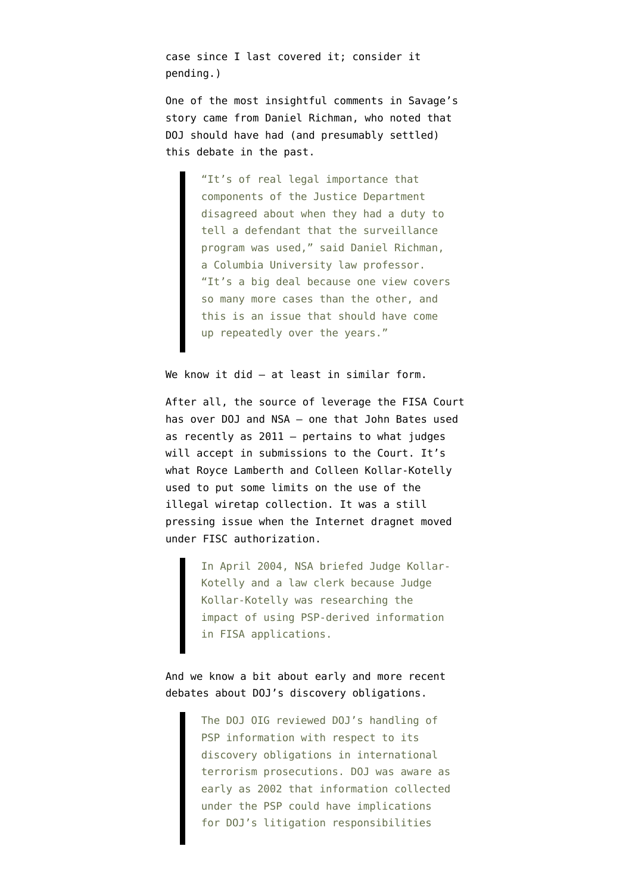case since I last covered it; consider it pending.)

One of the most insightful comments in Savage's story came from Daniel Richman, who noted that DOJ should have had (and presumably settled) this debate in the past.

> "It's of real legal importance that components of the Justice Department disagreed about when they had a duty to tell a defendant that the surveillance program was used," said Daniel Richman, a Columbia University law professor. "It's a big deal because one view covers so many more cases than the other, and this is an issue that should have come up repeatedly over the years."

We know it did — at least in similar form.

After all, the source of leverage the FISA Court has over DOJ and NSA — one that John Bates used as recently as 2011 — pertains to what judges will accept in submissions to the Court. It's what Royce Lamberth and Colleen Kollar-Kotelly used to put some limits on the use of the illegal wiretap collection. It was a still pressing issue when the Internet dragnet moved under FISC authorization.

> In April 2004, NSA briefed Judge Kollar-Kotelly and a law clerk because Judge Kollar-Kotelly was researching the impact of using PSP-derived information in FISA applications.

And we know a bit about early and more recent debates about DOJ's discovery obligations.

> The DOJ OIG reviewed DOJ's handling of PSP information with respect to its discovery obligations in international terrorism prosecutions. DOJ was aware as early as 2002 that information collected under the PSP could have implications for DOJ's litigation responsibilities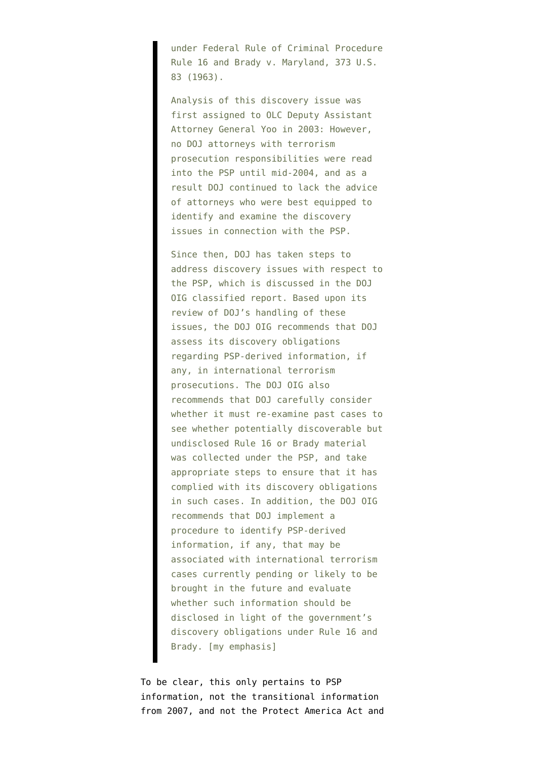> under Federal Rule of Criminal Procedure Rule 16 and Brady v. Maryland, 373 U.S. 83 (1963).
>
> Analysis of this discovery issue was first assigned to OLC Deputy Assistant Attorney General Yoo in 2003: However, no DOJ attorneys with terrorism prosecution responsibilities were read into the PSP until mid-2004, and as a result DOJ continued to lack the advice of attorneys who were best equipped to identify and examine the discovery issues in connection with the PSP.
>
> Since then, DOJ has taken steps to address discovery issues with respect to the PSP, which is discussed in the DOJ OIG classified report. Based upon its review of DOJ's handling of these issues, the DOJ OIG recommends that DOJ assess its discovery obligations regarding PSP-derived information, if any, in international terrorism prosecutions. The DOJ OIG also recommends that DOJ carefully consider whether it must re-examine past cases to see whether potentially discoverable but undisclosed Rule 16 or Brady material was collected under the PSP, and take appropriate steps to ensure that it has complied with its discovery obligations in such cases. In addition, the DOJ OIG recommends that DOJ implement a procedure to identify PSP-derived information, if any, that may be associated with international terrorism cases currently pending or likely to be brought in the future and evaluate whether such information should be disclosed in light of the government's discovery obligations under Rule 16 and Brady. [my emphasis]

To be clear, this only pertains to PSP information, not the transitional information from 2007, and not the Protect America Act and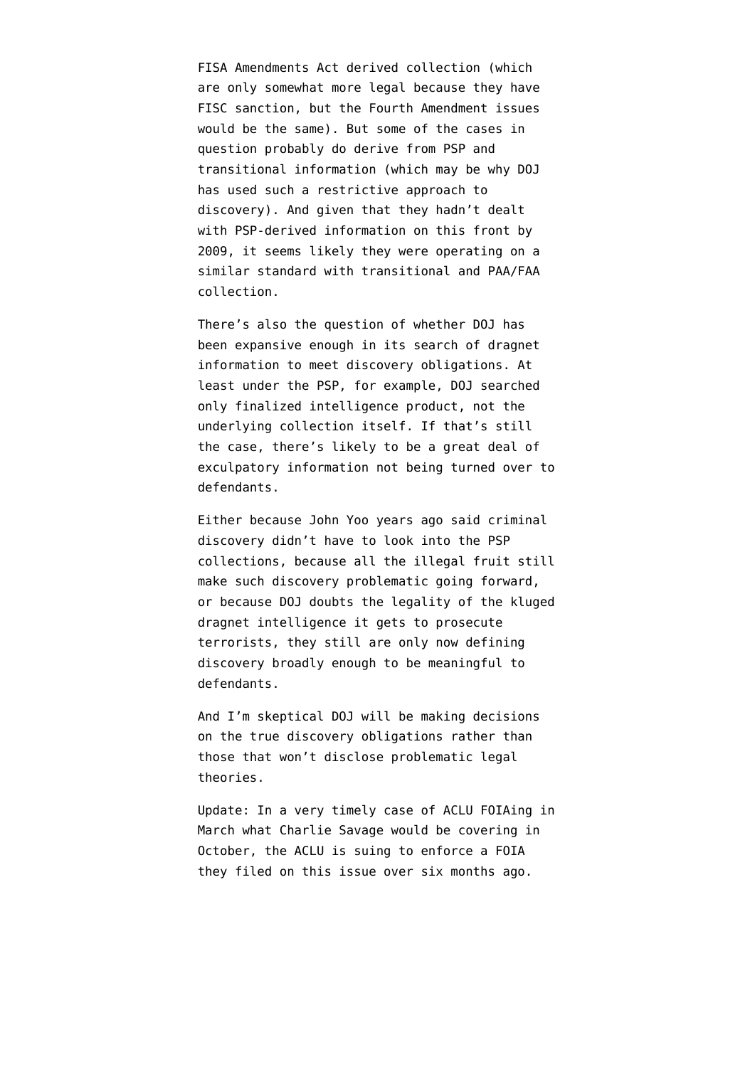FISA Amendments Act derived collection (which are only somewhat more legal because they have FISC sanction, but the Fourth Amendment issues would be the same). But some of the cases in question probably do derive from PSP and transitional information (which may be why DOJ has used such a restrictive approach to discovery). And given that they hadn't dealt with PSP-derived information on this front by 2009, it seems likely they were operating on a similar standard with transitional and PAA/FAA collection.

There's also the question of whether DOJ has been expansive enough in its search of dragnet information to meet discovery obligations. At least under the PSP, for example, DOJ searched only finalized intelligence product, not the underlying collection itself. If that's still the case, there's likely to be a great deal of exculpatory information not being turned over to defendants.

Either because John Yoo years ago said criminal discovery didn't have to look into the PSP collections, because all the illegal fruit still make such discovery problematic going forward, or because DOJ doubts the legality of the kluged dragnet intelligence it gets to prosecute terrorists, they still are only now defining discovery broadly enough to be meaningful to defendants.

And I'm skeptical DOJ will be making decisions on the true discovery obligations rather than those that won't disclose problematic legal theories.

Update: In a very timely case of ACLU FOIAing in March what Charlie Savage would be covering in October, the ACLU is suing to enforce a FOIA they filed on this issue over six months ago.